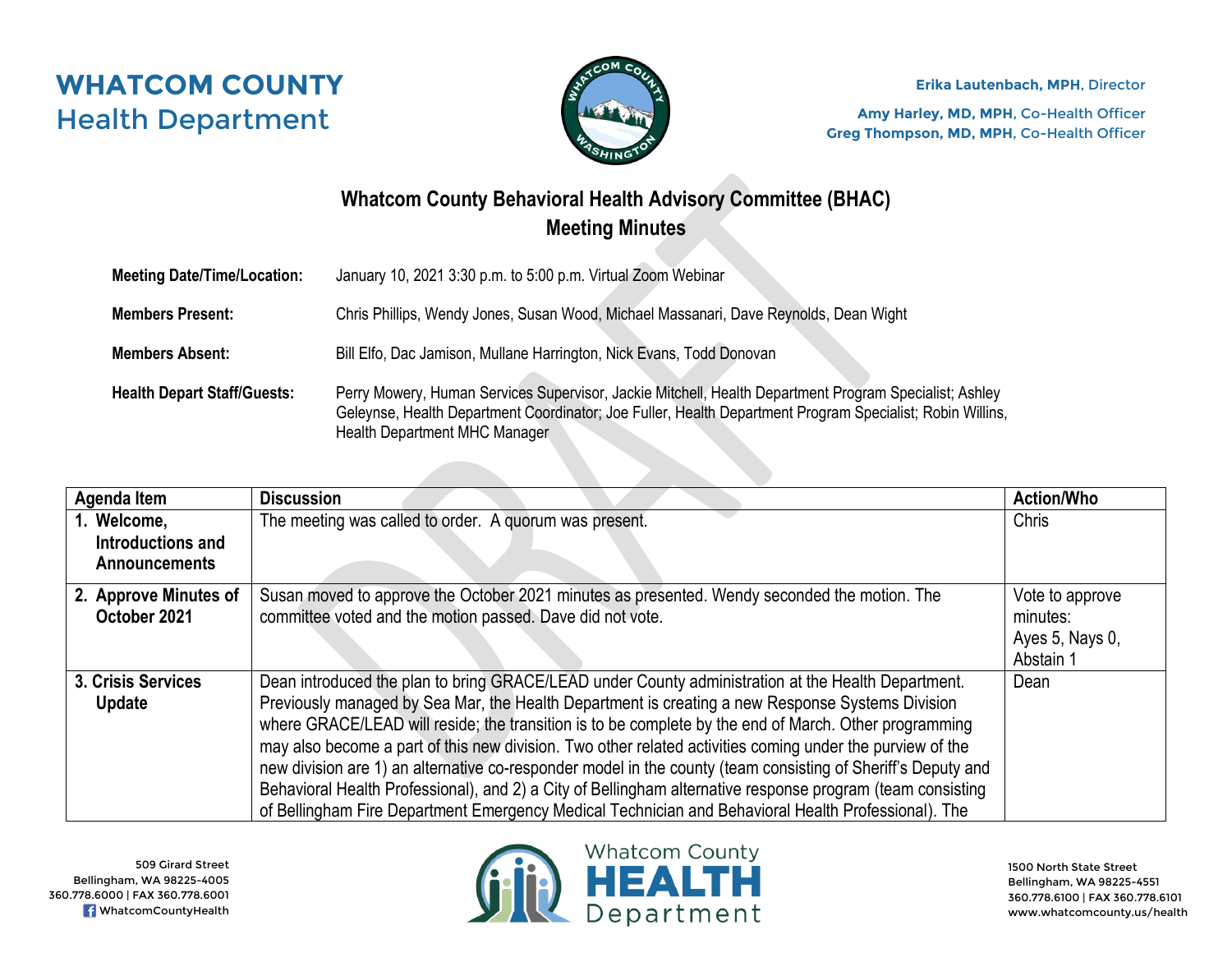# WHATCOM COUNTY
## Health Department

**Erika Lautenbach, MPH**, Director

**Amy Harley, MD, MPH**, Co-Health Officer
**Greg Thompson, MD, MPH**, Co-Health Officer

## Whatcom County Behavioral Health Advisory Committee (BHAC)
## Meeting Minutes

**Meeting Date/Time/Location:** January 10, 2021 3:30 p.m. to 5:00 p.m. Virtual Zoom Webinar

**Members Present:** Chris Phillips, Wendy Jones, Susan Wood, Michael Massanari, Dave Reynolds, Dean Wight

**Members Absent:** Bill Elfo, Dac Jamison, Mullane Harrington, Nick Evans, Todd Donovan

**Health Depart Staff/Guests:** Perry Mowery, Human Services Supervisor, Jackie Mitchell, Health Department Program Specialist; Ashley Geleynse, Health Department Coordinator; Joe Fuller, Health Department Program Specialist; Robin Willins, Health Department MHC Manager

| Agenda Item | Discussion | Action/Who |
| --- | --- | --- |
| **1. Welcome, Introductions and Announcements** | The meeting was called to order. A quorum was present. | Chris |
| **2. Approve Minutes of October 2021** | Susan moved to approve the October 2021 minutes as presented. Wendy seconded the motion. The committee voted and the motion passed. Dave did not vote. | Vote to approve minutes: Ayes 5, Nays 0, Abstain 1 |
| **3. Crisis Services Update** | Dean introduced the plan to bring GRACE/LEAD under County administration at the Health Department. Previously managed by Sea Mar, the Health Department is creating a new Response Systems Division where GRACE/LEAD will reside; the transition is to be complete by the end of March. Other programming may also become a part of this new division. Two other related activities coming under the purview of the new division are 1) an alternative co-responder model in the county (team consisting of Sheriff's Deputy and Behavioral Health Professional), and 2) a City of Bellingham alternative response program (team consisting of Bellingham Fire Department Emergency Medical Technician and Behavioral Health Professional). The | Dean |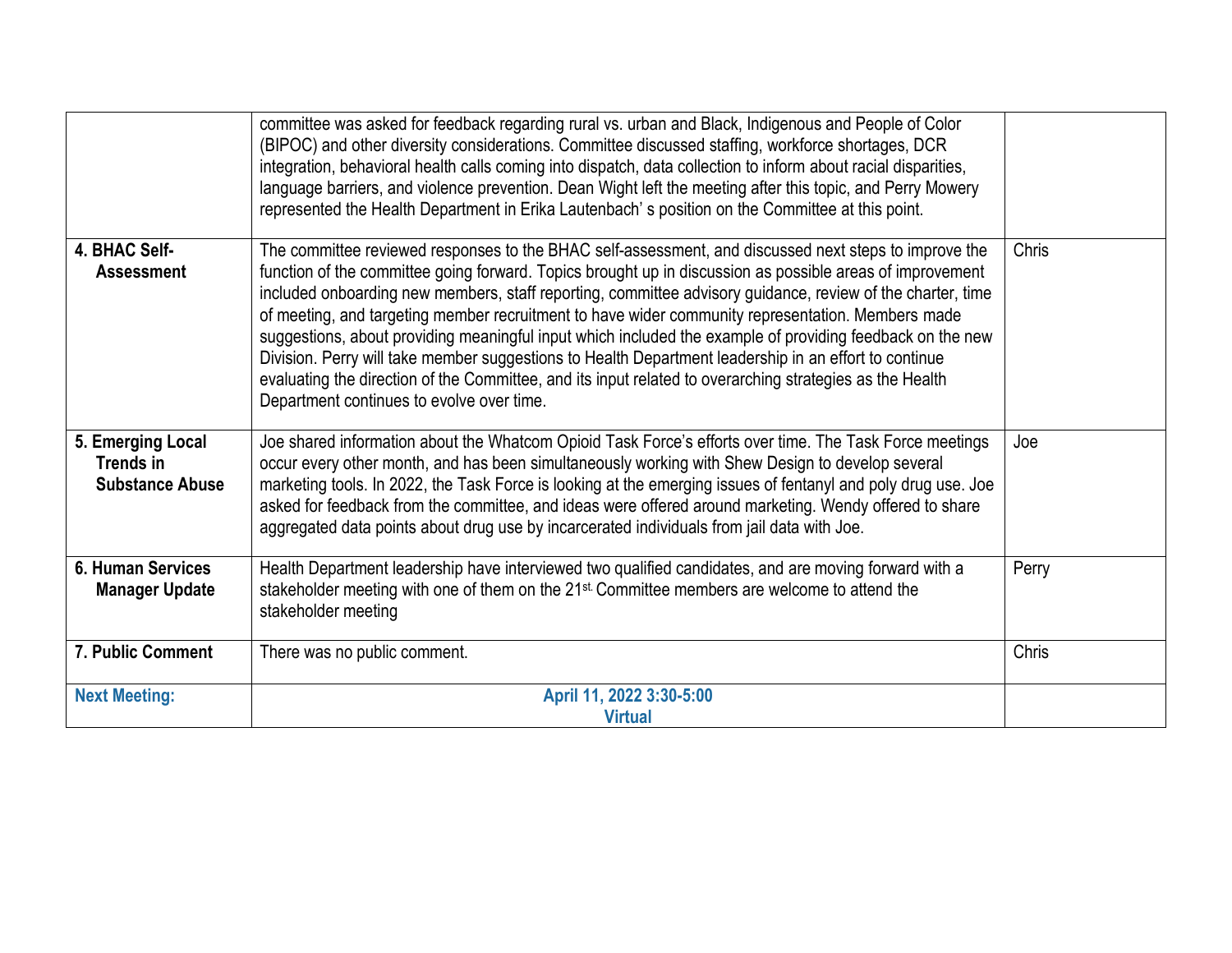| | | |
|---|---|---|
| | committee was asked for feedback regarding rural vs. urban and Black, Indigenous and People of Color (BIPOC) and other diversity considerations. Committee discussed staffing, workforce shortages, DCR integration, behavioral health calls coming into dispatch, data collection to inform about racial disparities, language barriers, and violence prevention. Dean Wight left the meeting after this topic, and Perry Mowery represented the Health Department in Erika Lautenbach' s position on the Committee at this point. | |
| **4. BHAC Self-Assessment** | The committee reviewed responses to the BHAC self-assessment, and discussed next steps to improve the function of the committee going forward. Topics brought up in discussion as possible areas of improvement included onboarding new members, staff reporting, committee advisory guidance, review of the charter, time of meeting, and targeting member recruitment to have wider community representation. Members made suggestions, about providing meaningful input which included the example of providing feedback on the new Division. Perry will take member suggestions to Health Department leadership in an effort to continue evaluating the direction of the Committee, and its input related to overarching strategies as the Health Department continues to evolve over time. | Chris |
| **5. Emerging Local Trends in Substance Abuse** | Joe shared information about the Whatcom Opioid Task Force's efforts over time. The Task Force meetings occur every other month, and has been simultaneously working with Shew Design to develop several marketing tools. In 2022, the Task Force is looking at the emerging issues of fentanyl and poly drug use. Joe asked for feedback from the committee, and ideas were offered around marketing. Wendy offered to share aggregated data points about drug use by incarcerated individuals from jail data with Joe. | Joe |
| **6. Human Services Manager Update** | Health Department leadership have interviewed two qualified candidates, and are moving forward with a stakeholder meeting with one of them on the 21st. Committee members are welcome to attend the stakeholder meeting | Perry |
| **7. Public Comment** | There was no public comment. | Chris |
| **Next Meeting:** | **April 11, 2022 3:30-5:00**<br>**Virtual** | |